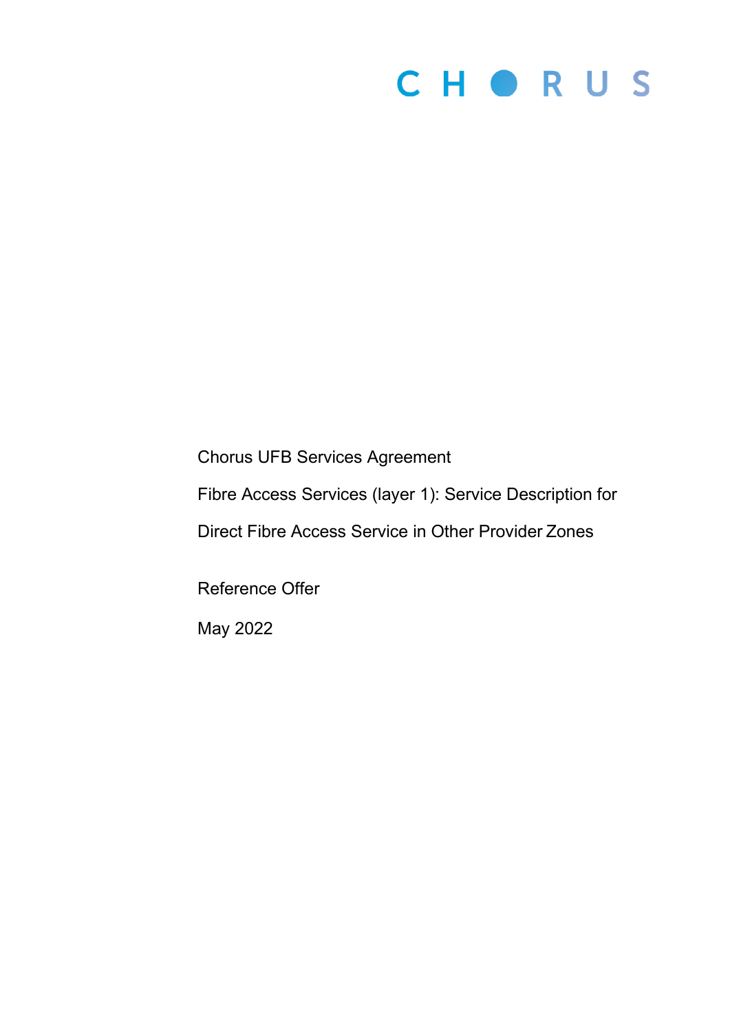CHORUS

Chorus UFB Services Agreement

Fibre Access Services (layer 1): Service Description for

Direct Fibre Access Service in Other Provider Zones

Reference Offer

May 2022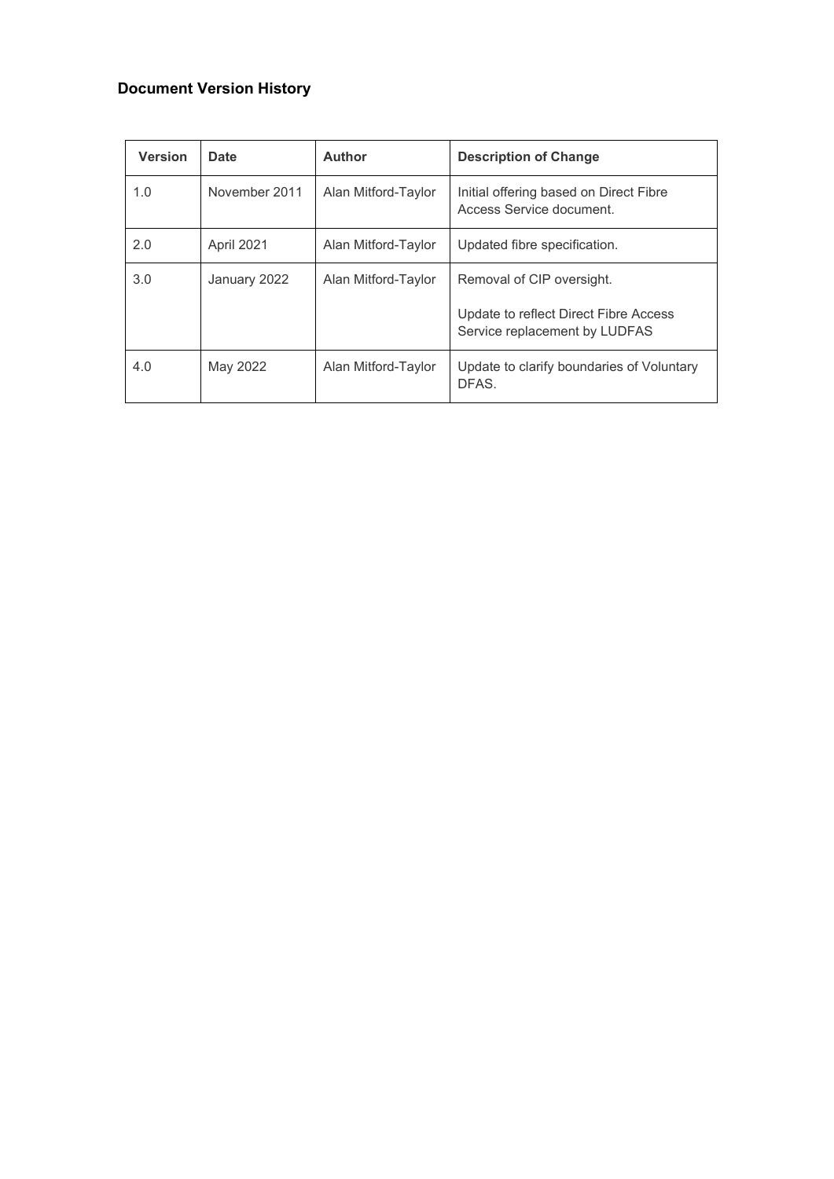## Document Version History

| Version | Date | Author | Description of Change |
|---|---|---|---|
| 1.0 | November 2011 | Alan Mitford-Taylor | Initial offering based on Direct Fibre Access Service document. |
| 2.0 | April 2021 | Alan Mitford-Taylor | Updated fibre specification. |
| 3.0 | January 2022 | Alan Mitford-Taylor | Removal of CIP oversight.<br><br>Update to reflect Direct Fibre Access Service replacement by LUDFAS |
| 4.0 | May 2022 | Alan Mitford-Taylor | Update to clarify boundaries of Voluntary DFAS. |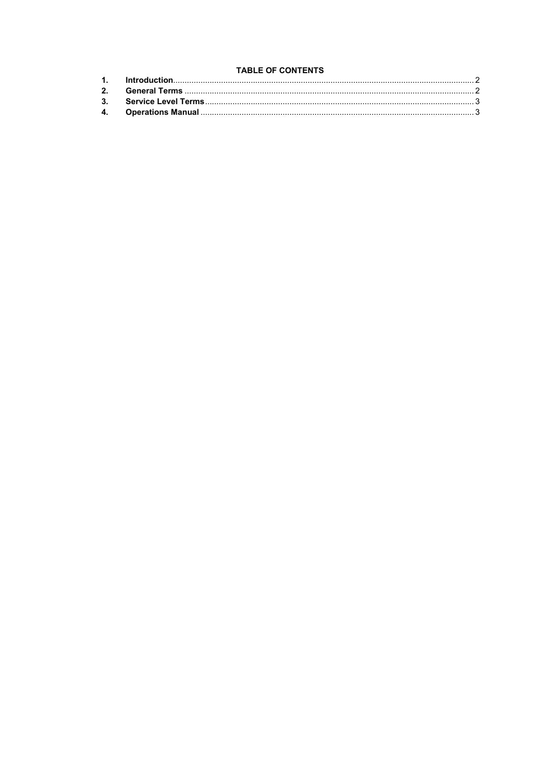**TABLE OF CONTENTS**

| | | |
|---|---|---|
| **1.** | **Introduction** | 2 |
| **2.** | **General Terms** | 2 |
| **3.** | **Service Level Terms** | 3 |
| **4.** | **Operations Manual** | 3 |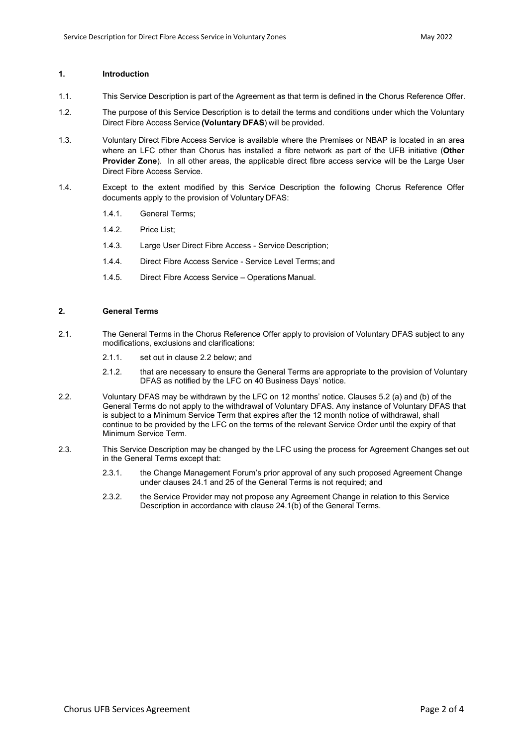## 1. Introduction

1.1. This Service Description is part of the Agreement as that term is defined in the Chorus Reference Offer.

1.2. The purpose of this Service Description is to detail the terms and conditions under which the Voluntary Direct Fibre Access Service **(Voluntary DFAS**) will be provided.

1.3. Voluntary Direct Fibre Access Service is available where the Premises or NBAP is located in an area where an LFC other than Chorus has installed a fibre network as part of the UFB initiative (**Other Provider Zone**). In all other areas, the applicable direct fibre access service will be the Large User Direct Fibre Access Service.

1.4. Except to the extent modified by this Service Description the following Chorus Reference Offer documents apply to the provision of Voluntary DFAS:

- 1.4.1. General Terms;
- 1.4.2. Price List;
- 1.4.3. Large User Direct Fibre Access - Service Description;
- 1.4.4. Direct Fibre Access Service - Service Level Terms; and
- 1.4.5. Direct Fibre Access Service – Operations Manual.

## 2. General Terms

2.1. The General Terms in the Chorus Reference Offer apply to provision of Voluntary DFAS subject to any modifications, exclusions and clarifications:

- 2.1.1. set out in clause 2.2 below; and
- 2.1.2. that are necessary to ensure the General Terms are appropriate to the provision of Voluntary DFAS as notified by the LFC on 40 Business Days' notice.

2.2. Voluntary DFAS may be withdrawn by the LFC on 12 months' notice. Clauses 5.2 (a) and (b) of the General Terms do not apply to the withdrawal of Voluntary DFAS. Any instance of Voluntary DFAS that is subject to a Minimum Service Term that expires after the 12 month notice of withdrawal, shall continue to be provided by the LFC on the terms of the relevant Service Order until the expiry of that Minimum Service Term.

2.3. This Service Description may be changed by the LFC using the process for Agreement Changes set out in the General Terms except that:

- 2.3.1. the Change Management Forum's prior approval of any such proposed Agreement Change under clauses 24.1 and 25 of the General Terms is not required; and
- 2.3.2. the Service Provider may not propose any Agreement Change in relation to this Service Description in accordance with clause 24.1(b) of the General Terms.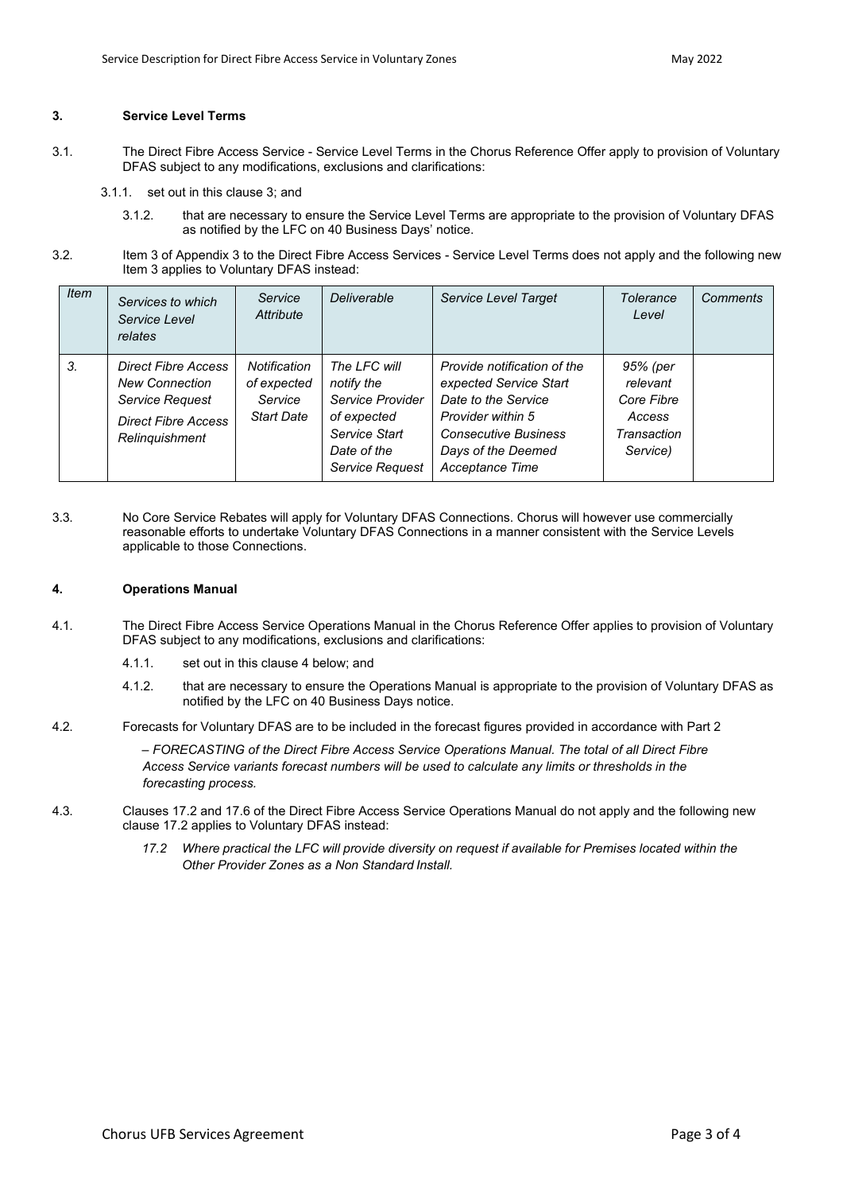### 3. Service Level Terms

3.1. The Direct Fibre Access Service - Service Level Terms in the Chorus Reference Offer apply to provision of Voluntary DFAS subject to any modifications, exclusions and clarifications:

- 3.1.1. set out in this clause 3; and
- 3.1.2. that are necessary to ensure the Service Level Terms are appropriate to the provision of Voluntary DFAS as notified by the LFC on 40 Business Days' notice.

3.2. Item 3 of Appendix 3 to the Direct Fibre Access Services - Service Level Terms does not apply and the following new Item 3 applies to Voluntary DFAS instead:

| *Item* | *Services to which Service Level relates* | *Service Attribute* | *Deliverable* | *Service Level Target* | *Tolerance Level* | *Comments* |
|---|---|---|---|---|---|---|
| *3.* | *Direct Fibre Access New Connection Service Request*<br>*Direct Fibre Access Relinquishment* | *Notification of expected Service Start Date* | *The LFC will notify the Service Provider of expected Service Start Date of the Service Request* | *Provide notification of the expected Service Start Date to the Service Provider within 5 Consecutive Business Days of the Deemed Acceptance Time* | *95% (per relevant Core Fibre Access Transaction Service)* | |

3.3. No Core Service Rebates will apply for Voluntary DFAS Connections. Chorus will however use commercially reasonable efforts to undertake Voluntary DFAS Connections in a manner consistent with the Service Levels applicable to those Connections.

### 4. Operations Manual

4.1. The Direct Fibre Access Service Operations Manual in the Chorus Reference Offer applies to provision of Voluntary DFAS subject to any modifications, exclusions and clarifications:

- 4.1.1. set out in this clause 4 below; and
- 4.1.2. that are necessary to ensure the Operations Manual is appropriate to the provision of Voluntary DFAS as notified by the LFC on 40 Business Days notice.

4.2. Forecasts for Voluntary DFAS are to be included in the forecast figures provided in accordance with Part 2

*– FORECASTING of the Direct Fibre Access Service Operations Manual. The total of all Direct Fibre Access Service variants forecast numbers will be used to calculate any limits or thresholds in the forecasting process.*

4.3. Clauses 17.2 and 17.6 of the Direct Fibre Access Service Operations Manual do not apply and the following new clause 17.2 applies to Voluntary DFAS instead:

*17.2 Where practical the LFC will provide diversity on request if available for Premises located within the Other Provider Zones as a Non Standard Install.*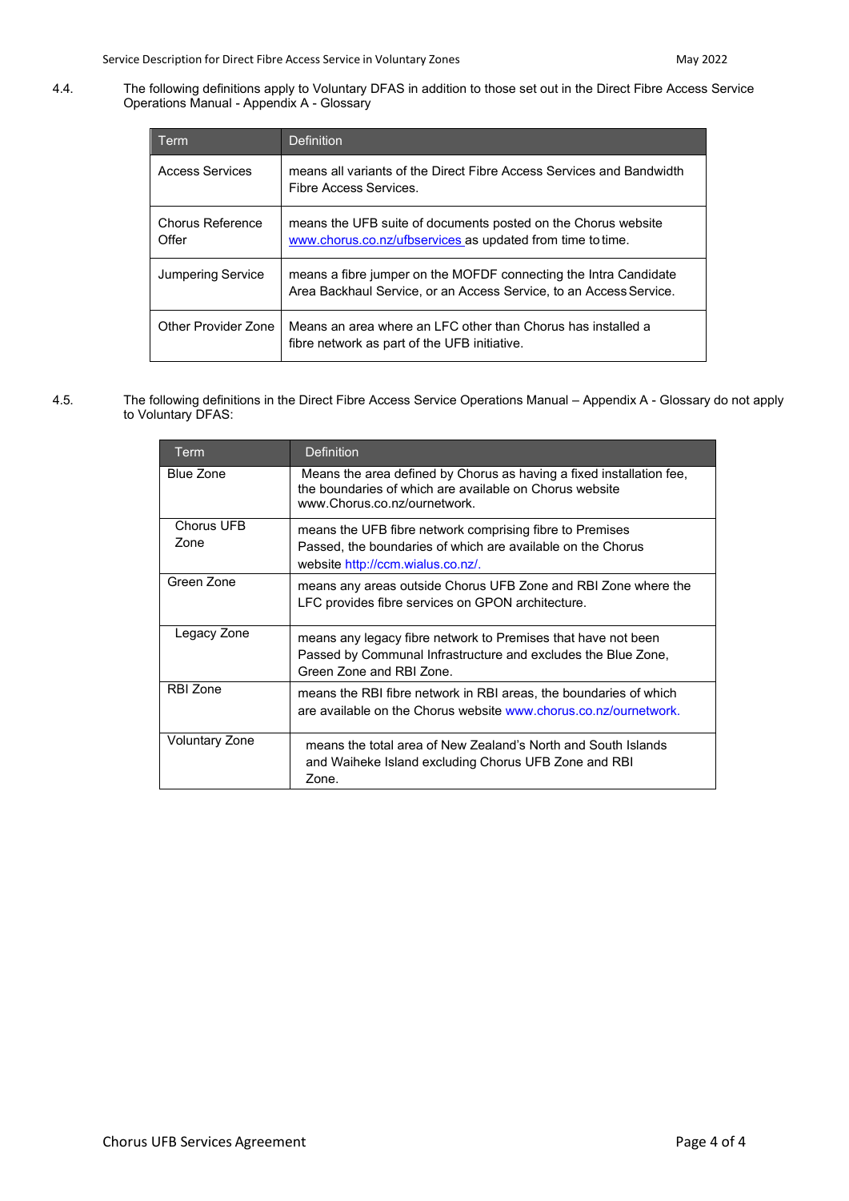4.4. The following definitions apply to Voluntary DFAS in addition to those set out in the Direct Fibre Access Service Operations Manual - Appendix A - Glossary

| Term | Definition |
|---|---|
| Access Services | means all variants of the Direct Fibre Access Services and Bandwidth Fibre Access Services. |
| Chorus Reference Offer | means the UFB suite of documents posted on the Chorus website www.chorus.co.nz/ufbservices as updated from time to time. |
| Jumpering Service | means a fibre jumper on the MOFDF connecting the Intra Candidate Area Backhaul Service, or an Access Service, to an Access Service. |
| Other Provider Zone | Means an area where an LFC other than Chorus has installed a fibre network as part of the UFB initiative. |

4.5. The following definitions in the Direct Fibre Access Service Operations Manual – Appendix A - Glossary do not apply to Voluntary DFAS:

| Term | Definition |
|---|---|
| Blue Zone | Means the area defined by Chorus as having a fixed installation fee, the boundaries of which are available on Chorus website www.Chorus.co.nz/ournetwork. |
| Chorus UFB Zone | means the UFB fibre network comprising fibre to Premises Passed, the boundaries of which are available on the Chorus website http://ccm.wialus.co.nz/. |
| Green Zone | means any areas outside Chorus UFB Zone and RBI Zone where the LFC provides fibre services on GPON architecture. |
| Legacy Zone | means any legacy fibre network to Premises that have not been Passed by Communal Infrastructure and excludes the Blue Zone, Green Zone and RBI Zone. |
| RBI Zone | means the RBI fibre network in RBI areas, the boundaries of which are available on the Chorus website www.chorus.co.nz/ournetwork. |
| Voluntary Zone | means the total area of New Zealand's North and South Islands and Waiheke Island excluding Chorus UFB Zone and RBI Zone. |